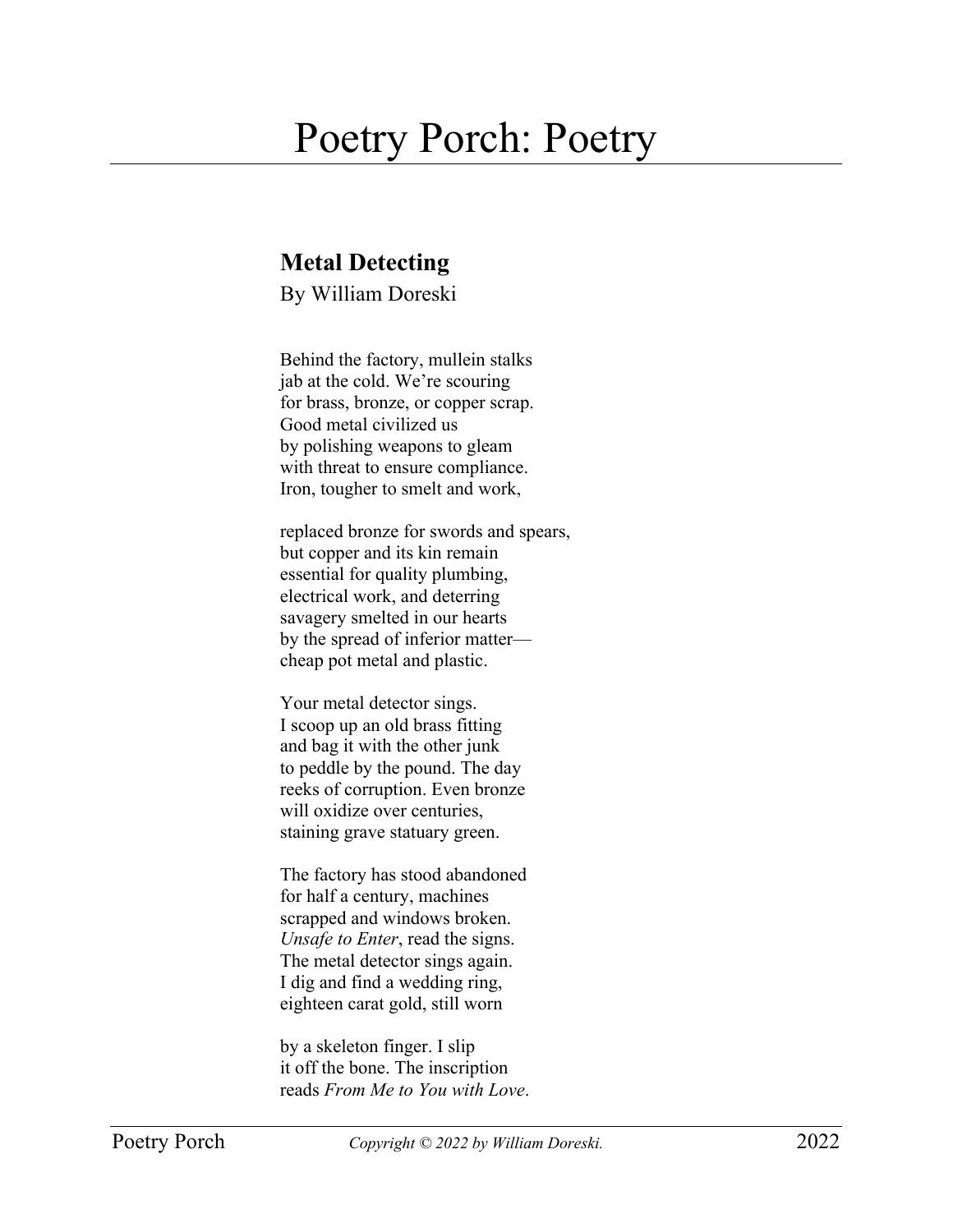# Poetry Porch: Poetry

## Metal Detecting

By William Doreski

Behind the factory, mullein stalks  
jab at the cold. We're scouring  
for brass, bronze, or copper scrap.  
Good metal civilized us  
by polishing weapons to gleam  
with threat to ensure compliance.  
Iron, tougher to smelt and work,

replaced bronze for swords and spears,  
but copper and its kin remain  
essential for quality plumbing,  
electrical work, and deterring  
savagery smelted in our hearts  
by the spread of inferior matter—  
cheap pot metal and plastic.

Your metal detector sings.  
I scoop up an old brass fitting  
and bag it with the other junk  
to peddle by the pound. The day  
reeks of corruption. Even bronze  
will oxidize over centuries,  
staining grave statuary green.

The factory has stood abandoned  
for half a century, machines  
scrapped and windows broken.  
*Unsafe to Enter*, read the signs.  
The metal detector sings again.  
I dig and find a wedding ring,  
eighteen carat gold, still worn

by a skeleton finger. I slip  
it off the bone. The inscription  
reads *From Me to You with Love*.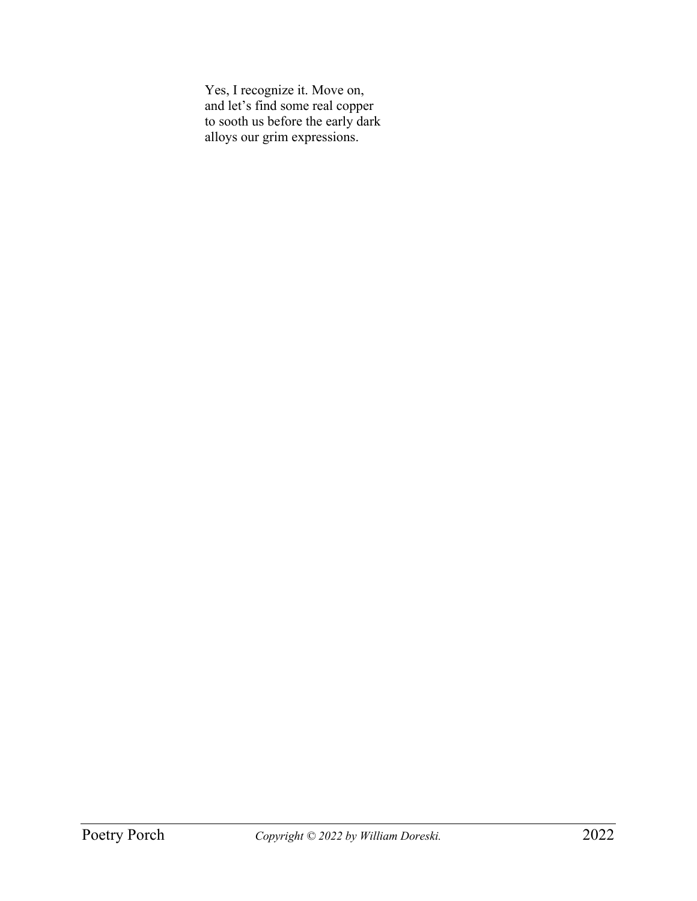Yes, I recognize it. Move on,  
and let's find some real copper  
to sooth us before the early dark  
alloys our grim expressions.